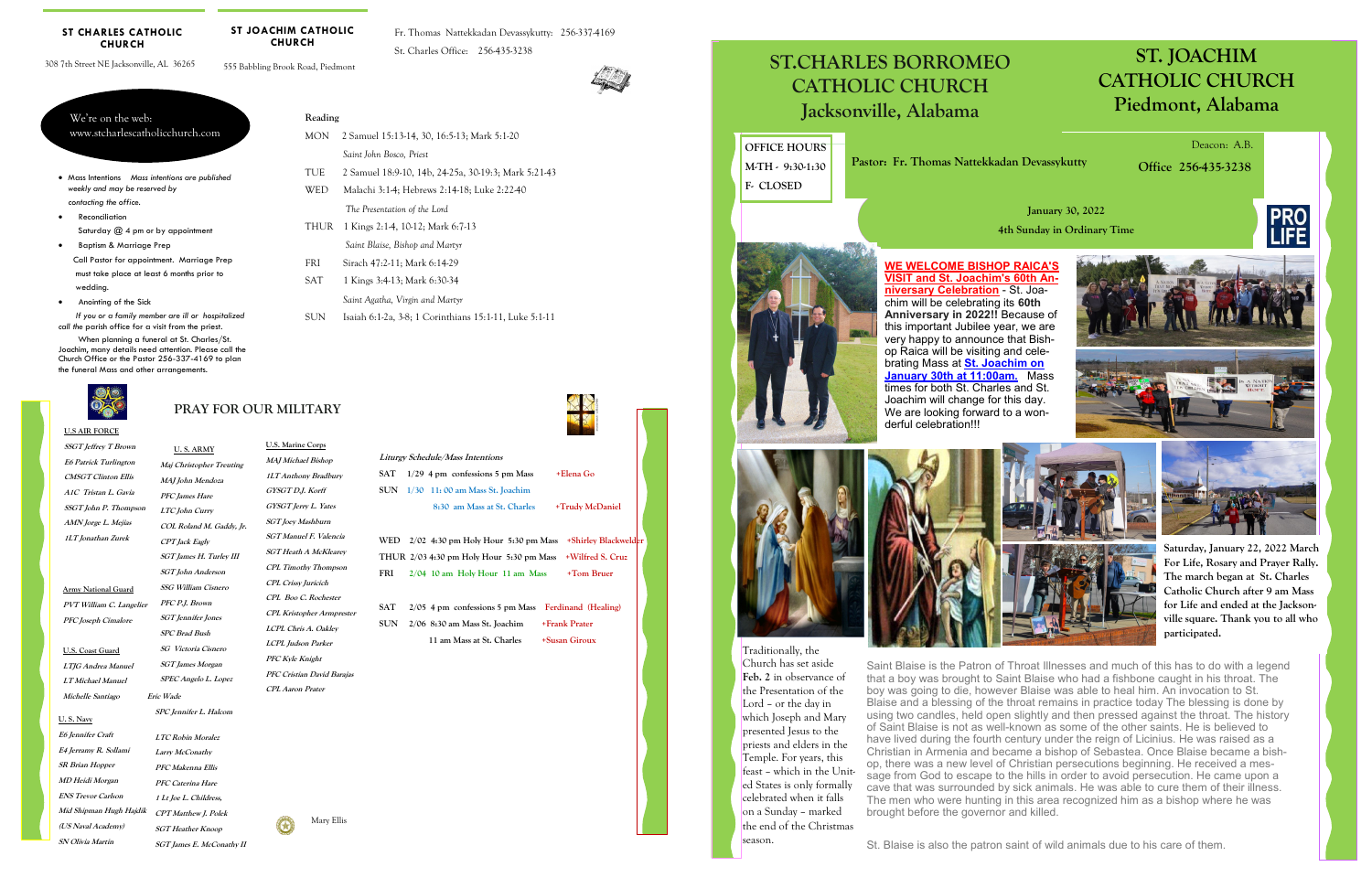# ST.CHARLES BORROMEO CATHOLIC CHURCH
## Jacksonville, Alabama

# ST. JOACHIM CATHOLIC CHURCH
## Piedmont, Alabama

**OFFICE HOURS**
**M-TH - 9:30-1:30**
**F- CLOSED**

**Pastor: Fr. Thomas Nattekkadan Devassykutty**

Deacon: A.B.

**Office 256-435-3238**

**January 30, 2022**

**4th Sunday in Ordinary Time**

PRO LIFE

**WE WELCOME BISHOP RAICA'S VISIT and St. Joachim's 60th Anniversary Celebration** - St. Joachim will be celebrating its **60th Anniversary in 2022!!** Because of this important Jubilee year, we are very happy to announce that Bishop Raica will be visiting and celebrating Mass at **St. Joachim on January 30th at 11:00am.** Mass times for both St. Charles and St. Joachim will change for this day. We are looking forward to a wonderful celebration!!!

**Saturday, January 22, 2022 March For Life, Rosary and Prayer Rally. The march began at St. Charles Catholic Church after 9 am Mass for Life and ended at the Jacksonville square. Thank you to all who participated.**

Traditionally, the Church has set aside **Feb. 2** in observance of the Presentation of the Lord – or the day in which Joseph and Mary presented Jesus to the priests and elders in the Temple. For years, this feast – which in the United States is only formally celebrated when it falls on a Sunday – marked the end of the Christmas season.

Saint Blaise is the Patron of Throat Illnesses and much of this has to do with a legend that a boy was brought to Saint Blaise who had a fishbone caught in his throat. The boy was going to die, however Blaise was able to heal him. An invocation to St. Blaise and a blessing of the throat remains in practice today The blessing is done by using two candles, held open slightly and then pressed against the throat. The history of Saint Blaise is not as well-known as some of the other saints. He is believed to have lived during the fourth century under the reign of Licinius. He was raised as a Christian in Armenia and became a bishop of Sebastea. Once Blaise became a bishop, there was a new level of Christian persecutions beginning. He received a message from God to escape to the hills in order to avoid persecution. He came upon a cave that was surrounded by sick animals. He was able to cure them of their illness. The men who were hunting in this area recognized him as a bishop where he was brought before the governor and killed.

St. Blaise is also the patron saint of wild animals due to his care of them.

---

**ST CHARLES CATHOLIC CHURCH**
308 7th Street NE Jacksonville, AL 36265

**ST JOACHIM CATHOLIC CHURCH**
555 Babbling Brook Road, Piedmont

Fr. Thomas Nattekkadan Devassykutty: 256-337-4169
St. Charles Office: 256-435-3238

We're on the web:
www.stcharlescatholicchurch.com

- Mass Intentions *Mass intentions are published weekly and may be reserved by contacting the office.*
- Reconciliation
  Saturday @ 4 pm or by appointment
- Baptism & Marriage Prep
  Call Pastor for appointment. Marriage Prep must take place at least 6 months prior to wedding.
- Anointing of the Sick
  *If you or a family member are ill or hospitalized call the parish office for a visit from the priest.*

When planning a funeral at St. Charles/St. Joachim, many details need attention. Please call the Church Office or the Pastor 256-337-4169 to plan the funeral Mass and other arrangements.

**Reading**

| | |
|---|---|
| MON | 2 Samuel 15:13-14, 30, 16:5-13; Mark 5:1-20 |
| | *Saint John Bosco, Priest* |
| TUE | 2 Samuel 18:9-10, 14b, 24-25a, 30-19:3; Mark 5:21-43 |
| WED | Malachi 3:1-4; Hebrews 2:14-18; Luke 2:22-40 |
| | *The Presentation of the Lord* |
| THUR | 1 Kings 2:1-4, 10-12; Mark 6:7-13 |
| | *Saint Blaise, Bishop and Martyr* |
| FRI | Sirach 47:2-11; Mark 6:14-29 |
| SAT | 1 Kings 3:4-13; Mark 6:30-34 |
| | *Saint Agatha, Virgin and Martyr* |
| SUN | Isaiah 6:1-2a, 3-8; 1 Corinthians 15:1-11, Luke 5:1-11 |

## PRAY FOR OUR MILITARY

**U.S AIR FORCE**
*SSGT Jeffrey T Brown*
*E6 Patrick Turlington*
*CMSGT Clinton Ellis*
*A1C Tristan L. Gavia*
*SSGT John P. Thompson*
*AMN Jorge L. Mejias*
*1LT Jonathan Zurek*

**Army National Guard**
*PVT William C. Langelier*
*PFC Joseph Cimalore*

**U.S. Coast Guard**
*LTJG Andrea Manuel*
*LT Michael Manuel*
*Michelle Santiago*

**U. S. Navy**
*E6 Jennifer Craft*
*E4 Jerramy R. Sollami*
*SR Brian Hopper*
*MD Heidi Morgan*
*ENS Trevor Carlson*
*Mid Shipman Hugh Hajdik (US Naval Academy)*
*SN Olivia Martin*

**U. S. ARMY**
*Maj Christopher Treuting*
*MAJ John Mendoza*
*PFC James Hare*
*LTC John Curry*
*COL Roland M. Gaddy, Jr.*
*CPT Jack Eagly*
*SGT James H. Turley III*
*SGT John Anderson*
*SSG William Cisnero*
*PFC P.J. Brown*
*SGT Jennifer Jones*
*SPC Brad Bush*
*SG Victoria Cisnero*
*SGT James Morgan*
*SPEC Angelo L. Lopez*
*Eric Wade*
*SPC Jennifer L. Halcom*
*LTC Robin Moralez*
*Larry McConathy*
*PFC Makenna Ellis*
*PFC Caterina Hare*
*1 Lt Joe L. Childress,*
*CPT Matthew J. Polek*
*SGT Heather Knoop*
*SGT James E. McConathy II*

**U.S. Marine Corps**
*MAJ Michael Bishop*
*1LT Anthony Bradbury*
*GYSGT D.J. Korff*
*GYSGT Jerry L. Yates*
*SGT Joey Mashburn*
*SGT Manuel F. Valencia*
*SGT Heath A McKlearey*
*CPL Timothy Thompson*
*CPL Crissy Juricich*
*CPL Boo C. Rochester*
*CPL Kristopher Armprester*
*LCPL Chris A. Oakley*
*LCPL Judson Parker*
*PFC Kyle Knight*
*PFC Cristian David Barajas*
*CPL Aaron Prater*

Mary Ellis

***Liturgy Schedule/Mass Intentions***

| | | |
|---|---|---|
| SAT | 1/29 4 pm confessions 5 pm Mass | +Elena Go |
| SUN | 1/30 11: 00 am Mass St. Joachim | |
| | 8:30 am Mass at St. Charles | +Trudy McDaniel |
| WED | 2/02 4:30 pm Holy Hour 5:30 pm Mass | +Shirley Blackwelder |
| THUR | 2/03 4:30 pm Holy Hour 5:30 pm Mass | +Wilfred S. Cruz |
| FRI | 2/04 10 am Holy Hour 11 am Mass | +Tom Bruer |
| SAT | 2/05 4 pm confessions 5 pm Mass | Ferdinand (Healing) |
| SUN | 2/06 8:30 am Mass St. Joachim | +Frank Prater |
| | 11 am Mass at St. Charles | +Susan Giroux |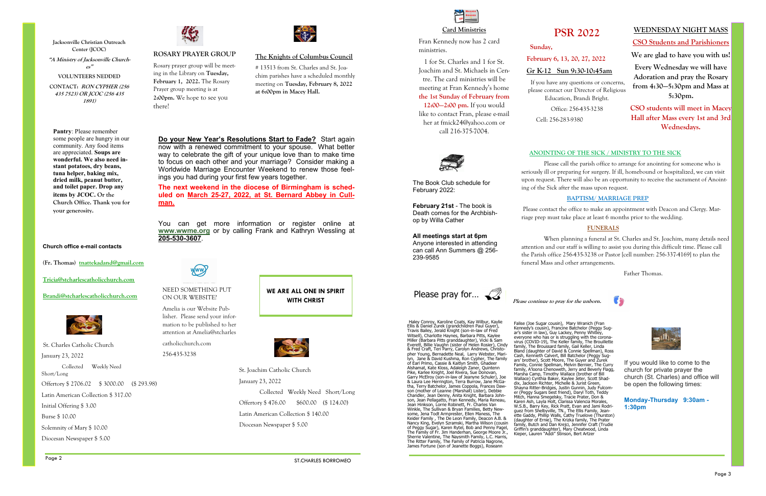Jacksonville Christian Outreach Center (JCOC)

*"A Ministry of Jacksonville Churches"*

VOLUNTEERS NEEDED

CONTACT: *RON CYPHER (256 435 7523) OR JCOC (256 435 1891)*

**Pantry**: Please remember some people are hungry in our community. Any food items are appreciated. **Soups are wonderful. We also need instant potatoes, dry beans, tuna helper, baking mix, dried milk, peanut butter, and toilet paper. Drop any items by JCOC. Or the Church Office. Thank you for your generosity.**

**Church office e-mail contacts**

**(Fr. Thomas)** tnattekadand@gmail.com

Tricia@stcharlescatholicchurch.com

Brandi@stcharlescatholicchurch.com

St. Charles Catholic Church

January 23, 2022

| | Collected | Weekly Need | Short/Long |
|---|---|---|---|
| Offertory | $ 2706.02 | $ 3000.00 | ($ 293.98) |

Latin American Collection $ 317.00

Initial Offering $ 3.00

Burse $ 10.00

Solemnity of Mary $ 10.00

Diocesan Newspaper $ 5.00

## ROSARY PRAYER GROUP

Rosary prayer group will be meeting in the Library on **Tuesday, February 1, 2022.** The Rosary Prayer group meeting is at **2:00pm.** We hope to see you there!

## The Knights of Columbus Council

# 13513 from St. Charles and St. Joachim parishes have a scheduled monthly meeting on **Tuesday, February 8, 2022 at 6:00pm in Macey Hall.**

**Do your New Year's Resolutions Start to Fade?** Start again now with a renewed commitment to your spouse. What better way to celebrate the gift of your unique love than to make time to focus on each other and your marriage? Consider making a Worldwide Marriage Encounter Weekend to renew those feelings you had during your first few years together.

**The next weekend in the diocese of Birmingham is scheduled on March 25-27, 2022, at St. Bernard Abbey in Cullman.**

You can get more information or register online at **www.wwme.org** or by calling Frank and Kathryn Wessling at **205-530-3607**.

NEED SOMETHING PUT ON OUR WEBSITE?

Amelia is our Website Publisher. Please send your information to be published to her attention at Amelia@stcharlescatholicchurch.com

256-435-3238

**WE ARE ALL ONE IN SPIRIT WITH CHRIST**

St. Joachim Catholic Church

January 23, 2022

| | Collected | Weekly Need | Short/Long |
|---|---|---|---|
| Offertory | $ 476.00 | $600.00 | ($ 124.00) |

Latin American Collection $ 140.00

Diocesan Newspaper $ 5.00

## Card Ministries

Fran Kennedy now has 2 card ministries.

1 for St. Charles and 1 for St. Joachim and St. Michaels in Centre. The card ministries will be meeting at Fran Kennedy's home **the 1st Sunday of February from 12:00—2:00 pm.** If you would like to contact Fran, please e-mail her at fmick24@yahoo.com or call 216-375-7004.

The Book Club schedule for February 2022:

**February 21st** - The book is Death comes for the Archbishop by Willa Cather

**All meetings start at 6pm**
Anyone interested in attending can call Ann Summers @ 256-239-9585

# PSR 2022

**Sunday,**

**February 6, 13, 20, 27, 2022**

**Gr K-12 Sun 9:30-10:45am**

If you have any questions or concerns, please contact our Director of Religious Education, Brandi Bright.

Office: 256-435-3238

Cell: 256-283-9380

## WEDNESDAY NIGHT MASS

**CSO Students and Parishioners**

**We are glad to have you with us!**

**Every Wednesday we will have Adoration and pray the Rosary from 4:30—5:30pm and Mass at 5:30pm.**

**CSO students will meet in Macey Hall after Mass every 1st and 3rd Wednesdays.**

### ANOINTING OF THE SICK / MINISTRY TO THE SICK

Please call the parish office to arrange for anointing for someone who is seriously ill or preparing for surgery. If ill, homebound or hospitalized, we can visit upon request. There will also be an opportunity to receive the sacrament of Anointing of the Sick after the mass upon request.

### BAPTISM/ MARRIAGE PREP

Please contact the office to make an appointment with Deacon and Clergy. Marriage prep must take place at least 6 months prior to the wedding.

### FUNERALS

When planning a funeral at St. Charles and St. Joachim, many details need attention and our staff is willing to assist you during this difficult time. Please call the Parish office 256-435-3238 or Pastor [cell number: 256-337-4169] to plan the funeral Mass and other arrangements.

Father Thomas.

## Please pray for...

***Please continue to pray for the unborn.***

Haley Conroy, Karoline Coats, Kay Wilbur, Kaylie Ellis & Daniel Zurek (grandchildren Paul Guyer), Travis Bailey, Jerald Knight (son-in-law of Fred Witsell), Charlotte Haynes, Barbara Pitts, Kaylee Miller (Barbara Pitts granddaughter), Vicki & Sam Everett, Billie Vaughn (sister of Helen Rosier), Cindy & Fred Craft, Teri Parry, Carolyn Andrews, Christopher Young, Bernadette Neal, Larry Webster, Marilyn, Jane & David Kushma, Ron Cypher, The family of Earl Primo, Cassie & Kaitlyn Smith, Ghadeer Alshamat, Kate Kloss, Adaleigh Zaner, Quintenn Pike, Karlee Knight, Joel Rivera, Sue Donovan, Garry McElroy (son-in-law of Jeanyne Schuler), Joe & Laura Lee Herrington, Terra Burrow, Jane McGatha, Terry Batchelor, James Coppola, Frances Dawson (mother of Leanne (Marshall) Lister), Debbie Chandler, Jean Denny, Anita Knight, Barbara Johnson, Jean Pellagatto, Fran Kennedy, Maria Reneau, Jean Hinkson, Lorrie Robinett, Fr. Charles Van Winkle, The Sullivan & Bryan Families, Betty Newsome, Jena Todt Armprester, Ellen Maness, The Keider Family , The De Leon Family, Deacon A.B. & Nancy King, Evelyn Szramski, Martha Wilson (cousin of Peggy Sugar), Karen Rytel, Bob and Penny Pagel, The Family of Fr. Jim Handerhan, George Moore Jr., Sherrie Valentine, The Naysmith Family, L.C. Harris, The Ritter Family, The Family of Patricia Nagrone, James Fortune (son of Jeanette Boggs), Roseann Falise (Joe Sugar cousin), Mary Wranich (Fran Kennedy's cousin), Francine Batchelor (Peggy Sugar's sister in law), Guy Lackey, Penny Whitley, everyone who has or is struggling with the coronavirus (COVID-19), The Keller family, The Brouillette family, The Broussard family, Gail Keller, Linda Bland (daughter of David & Connie Spellman), Ross Cash, Kennieth Calvert, Bill Batchelor (Peggy Sugars' brother), Scott Moore, The Guyer and Zurek Family, Connie Spellman, Melvin Bernier, The Curry family, A'loona Chenoweth, Jerry and Beverly Flagg, Marsha Camp, Timothy Wallace (brother of Bill Wallace) Cynthia Baker, Kaylee Jeter, Scott Shaddix, Jackson Richter, Michelle & Jurist Green, Shayna Ritter-Bridges, Justin Gunnin, Judy Fulcomer (Peggy Sugars best friend), Daryl Toth, Teddy Mitch, Hanna Smegelsky, Tracie Prater, Don & Karen Ash, Layla Holt, Clarissa Valencia Morales, W.S.B., Barry Key, Rick Pratt, Evan and Jami Rodriguez from Shelbyville, TN., The Ellis Family, Jeanette Gaddy, Phillip Walls, Cathy Truelove (Thurston) (daughter of Ernie), The Krizka family, The Prater family, Butch and Dan Krejci, Jennifer Craft (Trudie Griffin's granddaughter), Mary Cheatwood, Linda Kieper, Lauren "Addi" Stinson, Bert Artzer

If you would like to come to the church for private prayer the church (St. Charles) and office will be open the following times:

**Monday-Thursday 9:30am - 1:30pm**